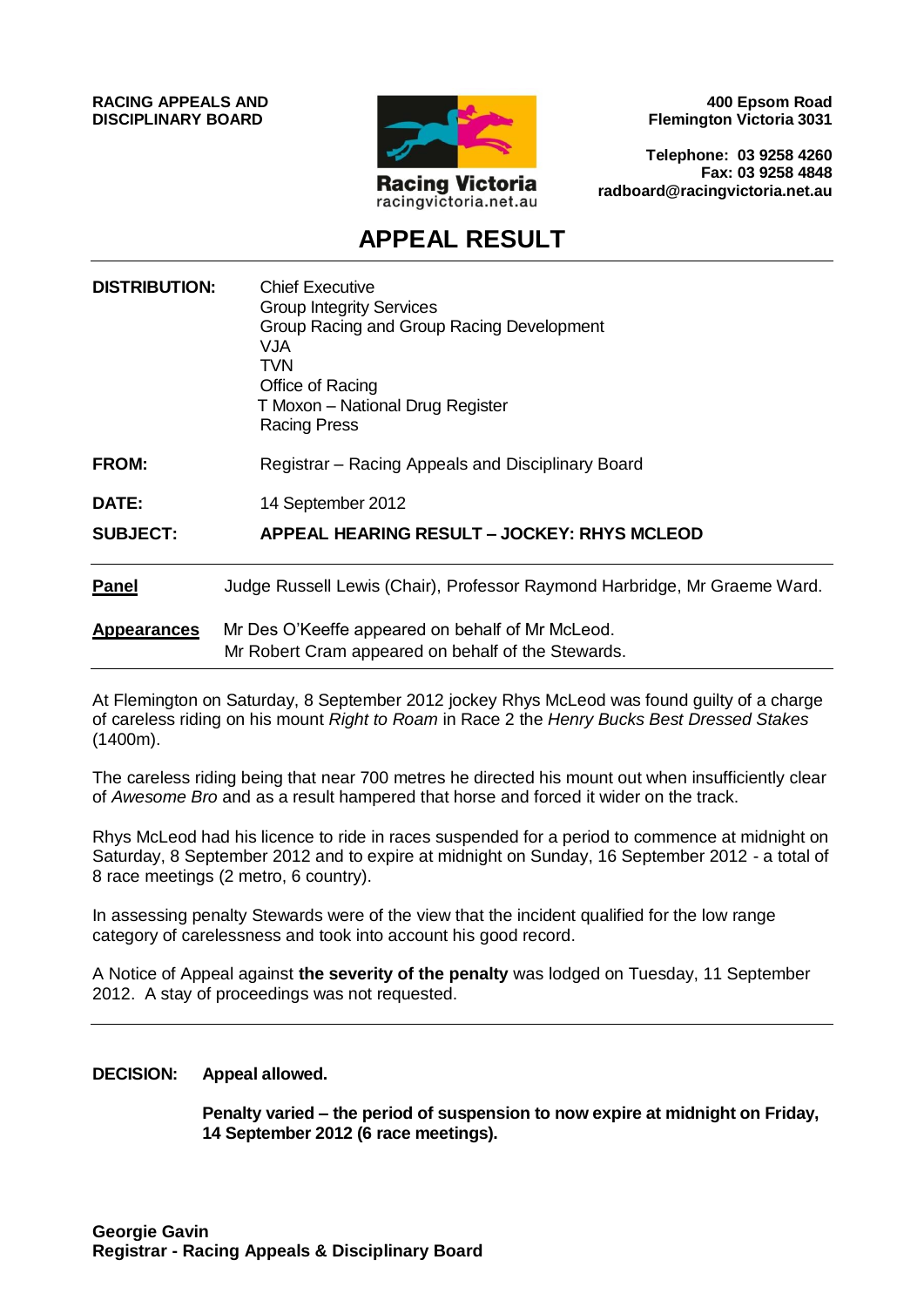**RACING APPEALS AND DISCIPLINARY BOARD**

Racing Victoria
racingvictoria.net.au

**400 Epsom Road**
**Flemington Victoria 3031**

**Telephone: 03 9258 4260**
**Fax: 03 9258 4848**
**radboard@racingvictoria.net.au**

# APPEAL RESULT

| | |
|---|---|
| **DISTRIBUTION:** | Chief Executive<br>Group Integrity Services<br>Group Racing and Group Racing Development<br>VJA<br>TVN<br>Office of Racing<br>T Moxon – National Drug Register<br>Racing Press |
| **FROM:** | Registrar – Racing Appeals and Disciplinary Board |
| **DATE:** | 14 September 2012 |
| **SUBJECT:** | **APPEAL HEARING RESULT – JOCKEY: RHYS MCLEOD** |

**Panel** Judge Russell Lewis (Chair), Professor Raymond Harbridge, Mr Graeme Ward.

**Appearances** Mr Des O'Keeffe appeared on behalf of Mr McLeod.
Mr Robert Cram appeared on behalf of the Stewards.

At Flemington on Saturday, 8 September 2012 jockey Rhys McLeod was found guilty of a charge of careless riding on his mount *Right to Roam* in Race 2 the *Henry Bucks Best Dressed Stakes* (1400m).

The careless riding being that near 700 metres he directed his mount out when insufficiently clear of *Awesome Bro* and as a result hampered that horse and forced it wider on the track.

Rhys McLeod had his licence to ride in races suspended for a period to commence at midnight on Saturday, 8 September 2012 and to expire at midnight on Sunday, 16 September 2012 - a total of 8 race meetings (2 metro, 6 country).

In assessing penalty Stewards were of the view that the incident qualified for the low range category of carelessness and took into account his good record.

A Notice of Appeal against **the severity of the penalty** was lodged on Tuesday, 11 September 2012. A stay of proceedings was not requested.

**DECISION: Appeal allowed.**

**Penalty varied – the period of suspension to now expire at midnight on Friday, 14 September 2012 (6 race meetings).**

**Georgie Gavin**
**Registrar - Racing Appeals & Disciplinary Board**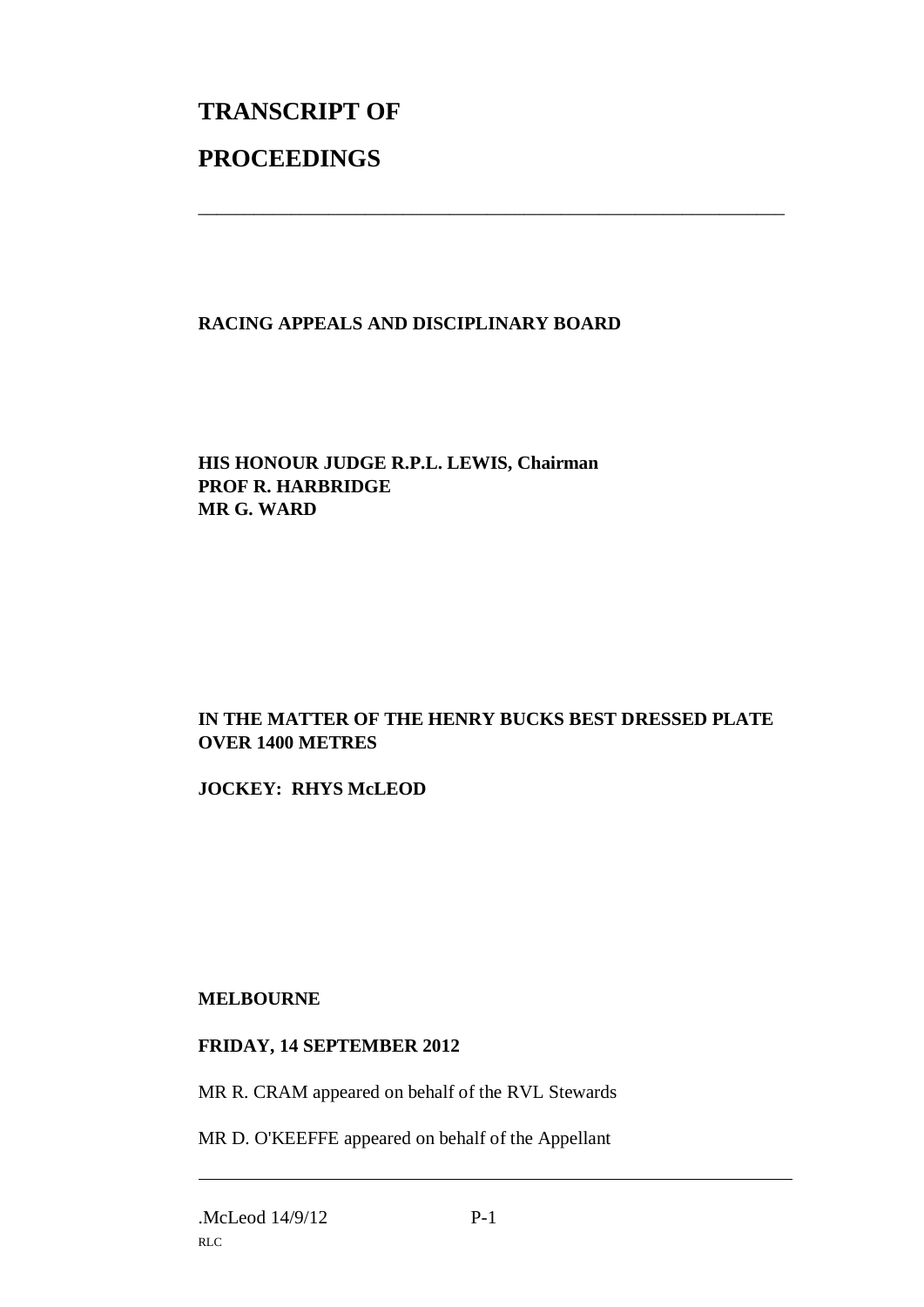# TRANSCRIPT OF

# PROCEEDINGS

---

**RACING APPEALS AND DISCIPLINARY BOARD**

**HIS HONOUR JUDGE R.P.L. LEWIS, Chairman**
**PROF R. HARBRIDGE**
**MR G. WARD**

**IN THE MATTER OF THE HENRY BUCKS BEST DRESSED PLATE OVER 1400 METRES**

**JOCKEY: RHYS McLEOD**

**MELBOURNE**

**FRIDAY, 14 SEPTEMBER 2012**

MR R. CRAM appeared on behalf of the RVL Stewards

MR D. O'KEEFFE appeared on behalf of the Appellant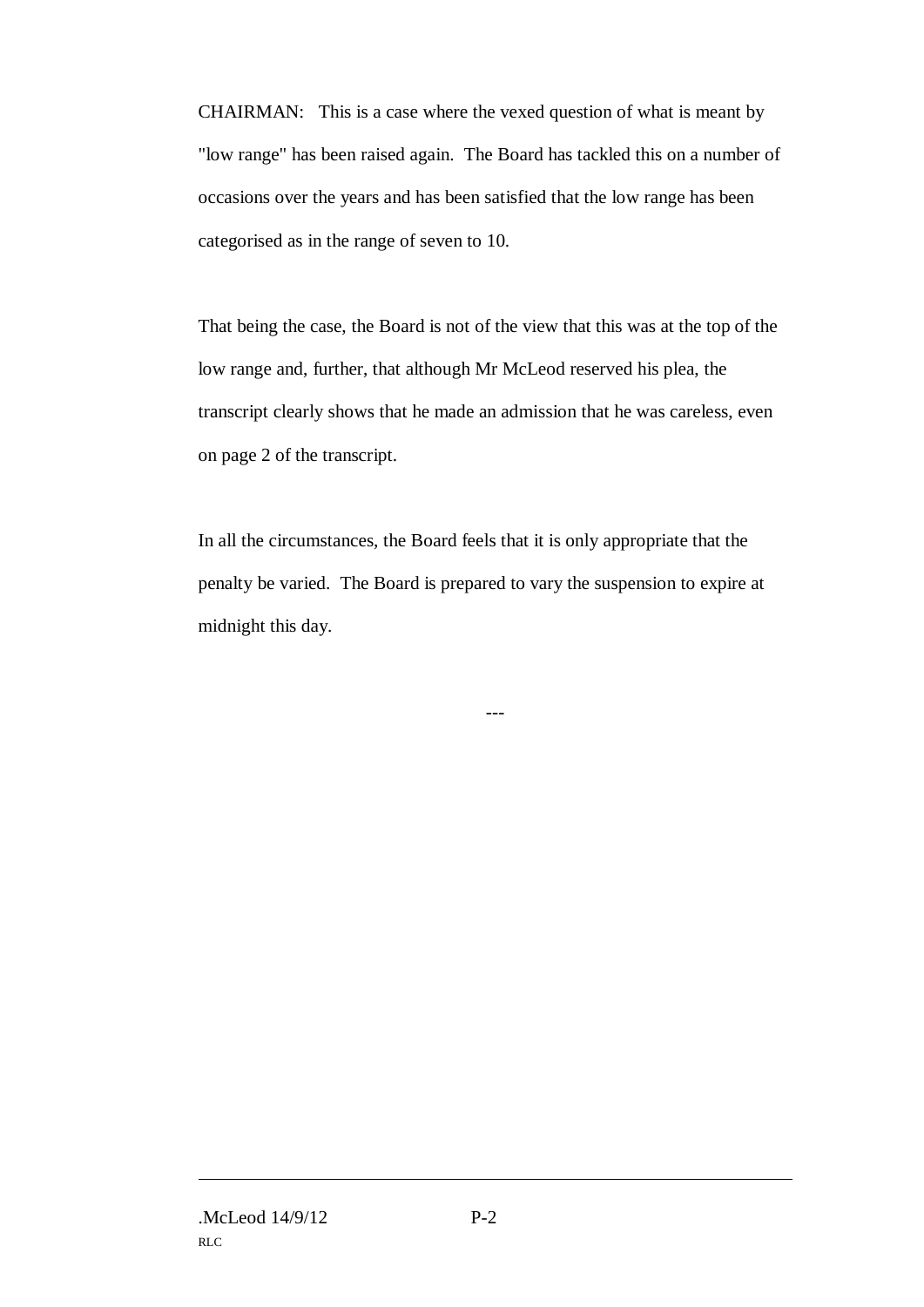CHAIRMAN: This is a case where the vexed question of what is meant by "low range" has been raised again. The Board has tackled this on a number of occasions over the years and has been satisfied that the low range has been categorised as in the range of seven to 10.

That being the case, the Board is not of the view that this was at the top of the low range and, further, that although Mr McLeod reserved his plea, the transcript clearly shows that he made an admission that he was careless, even on page 2 of the transcript.

In all the circumstances, the Board feels that it is only appropriate that the penalty be varied. The Board is prepared to vary the suspension to expire at midnight this day.

---